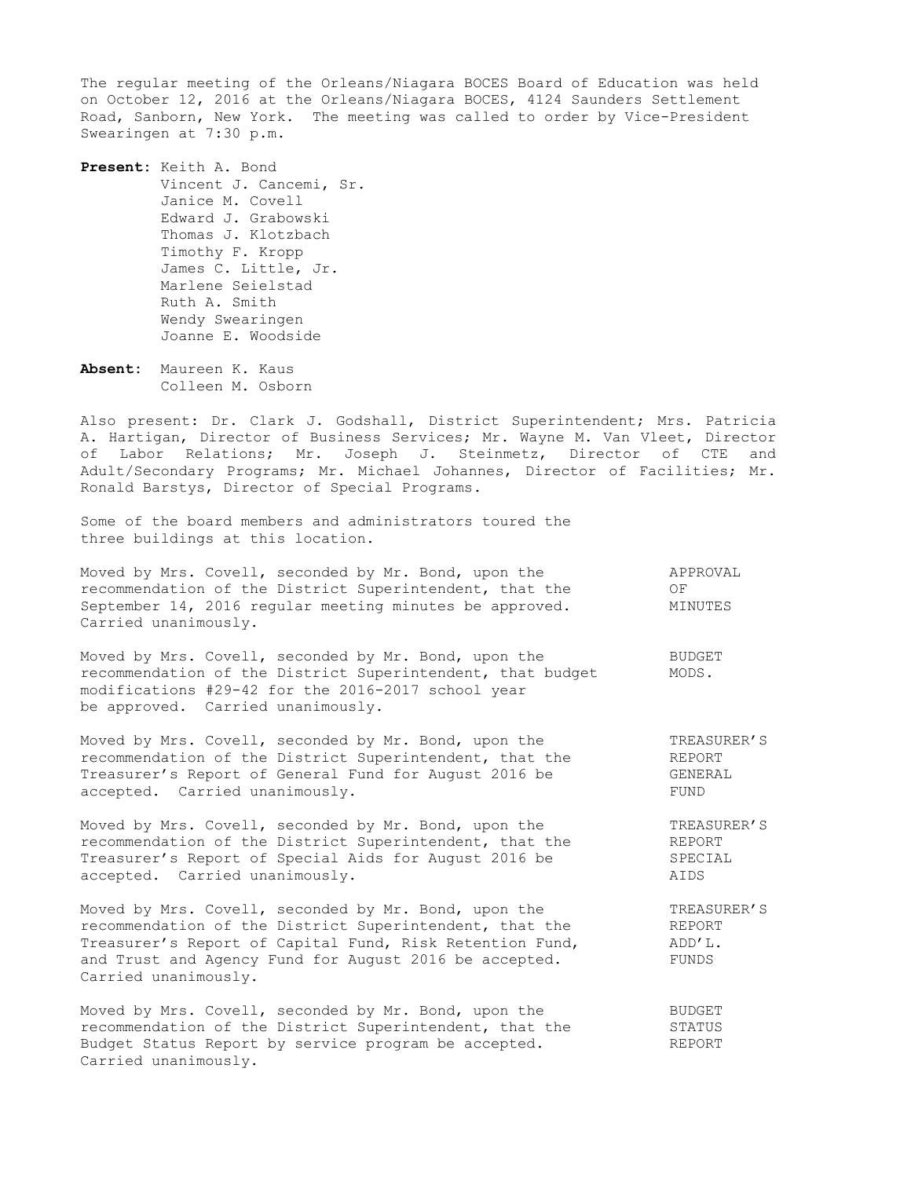The regular meeting of the Orleans/Niagara BOCES Board of Education was held on October 12, 2016 at the Orleans/Niagara BOCES, 4124 Saunders Settlement Road, Sanborn, New York. The meeting was called to order by Vice-President Swearingen at 7:30 p.m.

**Present:** Keith A. Bond
Vincent J. Cancemi, Sr.
Janice M. Covell
Edward J. Grabowski
Thomas J. Klotzbach
Timothy F. Kropp
James C. Little, Jr.
Marlene Seielstad
Ruth A. Smith
Wendy Swearingen
Joanne E. Woodside

**Absent:** Maureen K. Kaus
Colleen M. Osborn

Also present: Dr. Clark J. Godshall, District Superintendent; Mrs. Patricia A. Hartigan, Director of Business Services; Mr. Wayne M. Van Vleet, Director of Labor Relations; Mr. Joseph J. Steinmetz, Director of CTE and Adult/Secondary Programs; Mr. Michael Johannes, Director of Facilities; Mr. Ronald Barstys, Director of Special Programs.

Some of the board members and administrators toured the three buildings at this location.

APPROVAL OF MINUTES

Moved by Mrs. Covell, seconded by Mr. Bond, upon the recommendation of the District Superintendent, that the September 14, 2016 regular meeting minutes be approved. Carried unanimously.

BUDGET MODS.

Moved by Mrs. Covell, seconded by Mr. Bond, upon the recommendation of the District Superintendent, that budget modifications #29-42 for the 2016-2017 school year be approved. Carried unanimously.

TREASURER'S REPORT GENERAL FUND

Moved by Mrs. Covell, seconded by Mr. Bond, upon the recommendation of the District Superintendent, that the Treasurer's Report of General Fund for August 2016 be accepted. Carried unanimously.

TREASURER'S REPORT SPECIAL AIDS

Moved by Mrs. Covell, seconded by Mr. Bond, upon the recommendation of the District Superintendent, that the Treasurer's Report of Special Aids for August 2016 be accepted. Carried unanimously.

TREASURER'S REPORT ADD'L. FUNDS

Moved by Mrs. Covell, seconded by Mr. Bond, upon the recommendation of the District Superintendent, that the Treasurer's Report of Capital Fund, Risk Retention Fund, and Trust and Agency Fund for August 2016 be accepted. Carried unanimously.

BUDGET STATUS REPORT

Moved by Mrs. Covell, seconded by Mr. Bond, upon the recommendation of the District Superintendent, that the Budget Status Report by service program be accepted. Carried unanimously.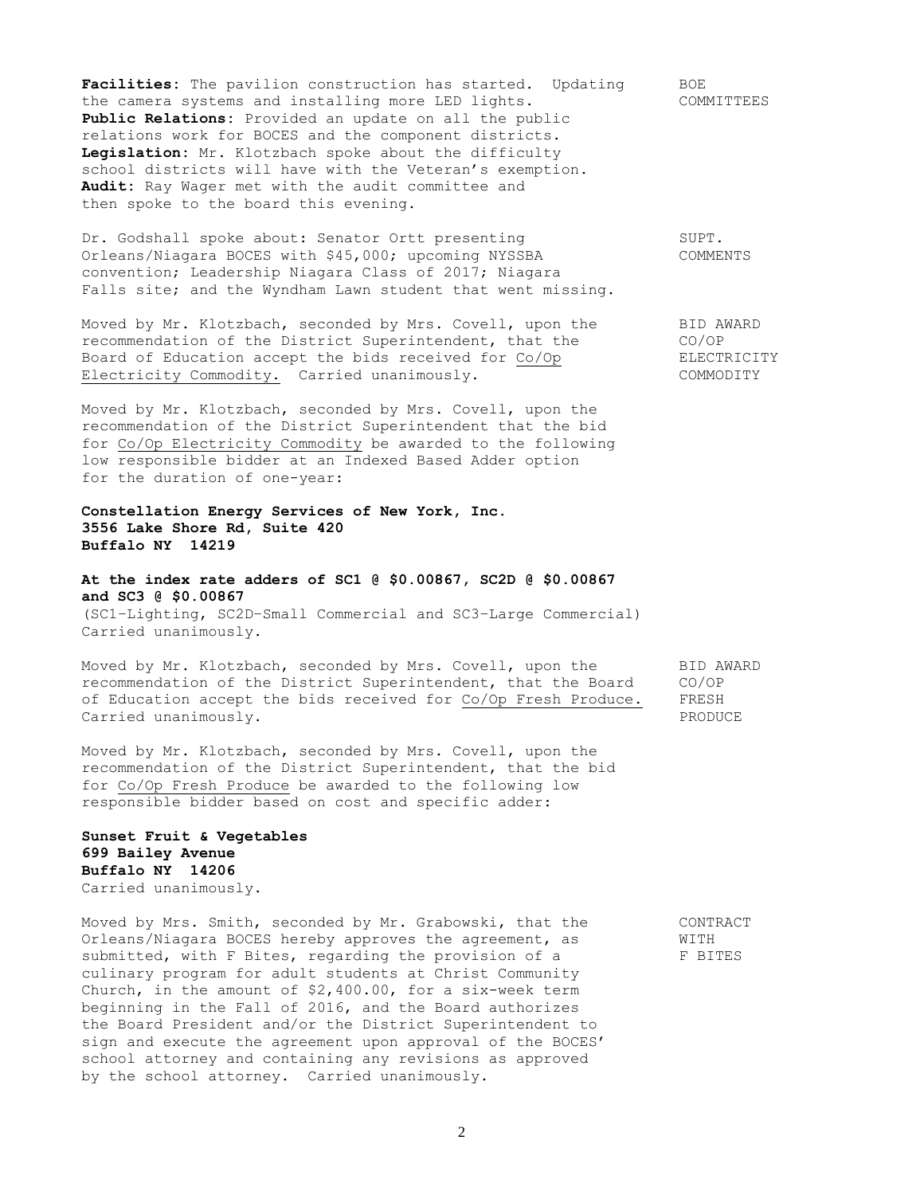**Facilities**: The pavilion construction has started. Updating the camera systems and installing more LED lights.
**Public Relations**: Provided an update on all the public relations work for BOCES and the component districts.
**Legislation**: Mr. Klotzbach spoke about the difficulty school districts will have with the Veteran's exemption.
**Audit**: Ray Wager met with the audit committee and then spoke to the board this evening.

BOE COMMITTEES

Dr. Godshall spoke about: Senator Ortt presenting Orleans/Niagara BOCES with $45,000; upcoming NYSSBA convention; Leadership Niagara Class of 2017; Niagara Falls site; and the Wyndham Lawn student that went missing.

SUPT. COMMENTS

Moved by Mr. Klotzbach, seconded by Mrs. Covell, upon the recommendation of the District Superintendent, that the Board of Education accept the bids received for <u>Co/Op Electricity Commodity.</u> Carried unanimously.

BID AWARD CO/OP ELECTRICITY COMMODITY

Moved by Mr. Klotzbach, seconded by Mrs. Covell, upon the recommendation of the District Superintendent that the bid for <u>Co/Op Electricity Commodity</u> be awarded to the following low responsible bidder at an Indexed Based Adder option for the duration of one-year:

**Constellation Energy Services of New York, Inc.**
**3556 Lake Shore Rd, Suite 420**
**Buffalo NY 14219**

**At the index rate adders of SC1 @ $0.00867, SC2D @ $0.00867 and SC3 @ $0.00867**
(SC1–Lighting, SC2D–Small Commercial and SC3–Large Commercial)
Carried unanimously.

Moved by Mr. Klotzbach, seconded by Mrs. Covell, upon the recommendation of the District Superintendent, that the Board of Education accept the bids received for <u>Co/Op Fresh Produce.</u> Carried unanimously.

BID AWARD CO/OP FRESH PRODUCE

Moved by Mr. Klotzbach, seconded by Mrs. Covell, upon the recommendation of the District Superintendent, that the bid for <u>Co/Op Fresh Produce</u> be awarded to the following low responsible bidder based on cost and specific adder:

**Sunset Fruit & Vegetables**
**699 Bailey Avenue**
**Buffalo NY 14206**
Carried unanimously.

Moved by Mrs. Smith, seconded by Mr. Grabowski, that the Orleans/Niagara BOCES hereby approves the agreement, as submitted, with F Bites, regarding the provision of a culinary program for adult students at Christ Community Church, in the amount of $2,400.00, for a six-week term beginning in the Fall of 2016, and the Board authorizes the Board President and/or the District Superintendent to sign and execute the agreement upon approval of the BOCES' school attorney and containing any revisions as approved by the school attorney. Carried unanimously.

CONTRACT WITH F BITES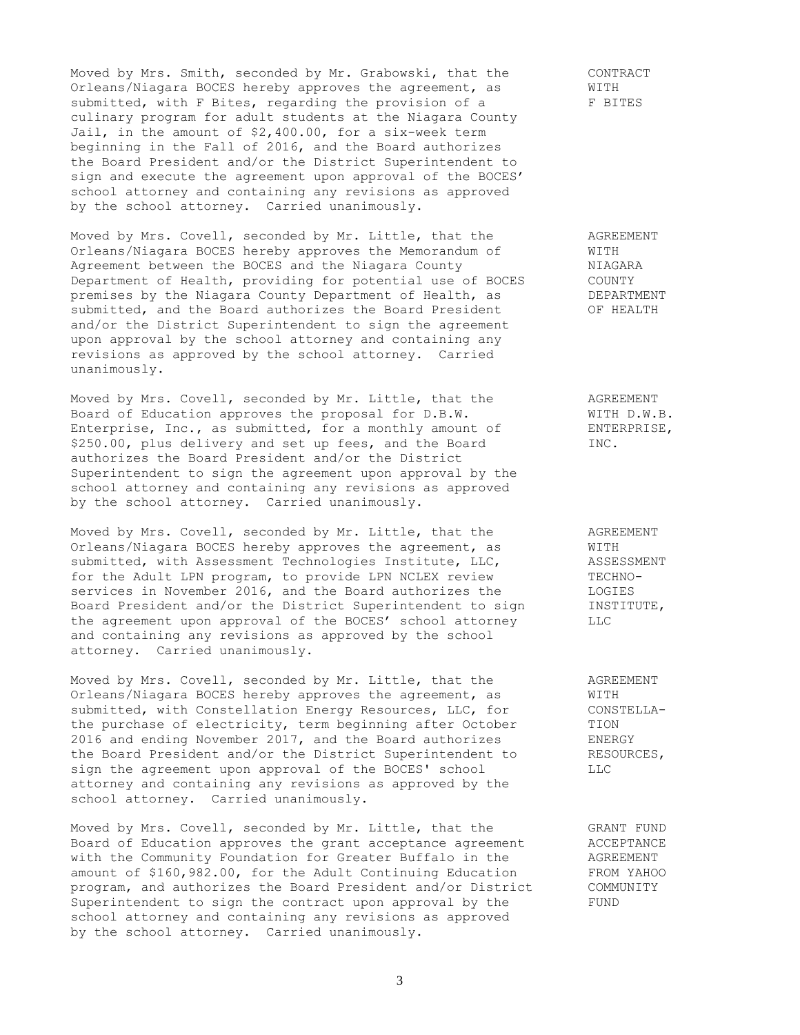**CONTRACT WITH F BITES**

Moved by Mrs. Smith, seconded by Mr. Grabowski, that the Orleans/Niagara BOCES hereby approves the agreement, as submitted, with F Bites, regarding the provision of a culinary program for adult students at the Niagara County Jail, in the amount of $2,400.00, for a six-week term beginning in the Fall of 2016, and the Board authorizes the Board President and/or the District Superintendent to sign and execute the agreement upon approval of the BOCES' school attorney and containing any revisions as approved by the school attorney. Carried unanimously.

**AGREEMENT WITH NIAGARA COUNTY DEPARTMENT OF HEALTH**

Moved by Mrs. Covell, seconded by Mr. Little, that the Orleans/Niagara BOCES hereby approves the Memorandum of Agreement between the BOCES and the Niagara County Department of Health, providing for potential use of BOCES premises by the Niagara County Department of Health, as submitted, and the Board authorizes the Board President and/or the District Superintendent to sign the agreement upon approval by the school attorney and containing any revisions as approved by the school attorney. Carried unanimously.

**AGREEMENT WITH D.W.B. ENTERPRISE, INC.**

Moved by Mrs. Covell, seconded by Mr. Little, that the Board of Education approves the proposal for D.B.W. Enterprise, Inc., as submitted, for a monthly amount of $250.00, plus delivery and set up fees, and the Board authorizes the Board President and/or the District Superintendent to sign the agreement upon approval by the school attorney and containing any revisions as approved by the school attorney. Carried unanimously.

**AGREEMENT WITH ASSESSMENT TECHNOLOGIES INSTITUTE, LLC**

Moved by Mrs. Covell, seconded by Mr. Little, that the Orleans/Niagara BOCES hereby approves the agreement, as submitted, with Assessment Technologies Institute, LLC, for the Adult LPN program, to provide LPN NCLEX review services in November 2016, and the Board authorizes the Board President and/or the District Superintendent to sign the agreement upon approval of the BOCES' school attorney and containing any revisions as approved by the school attorney. Carried unanimously.

**AGREEMENT WITH CONSTELLATION ENERGY RESOURCES, LLC**

Moved by Mrs. Covell, seconded by Mr. Little, that the Orleans/Niagara BOCES hereby approves the agreement, as submitted, with Constellation Energy Resources, LLC, for the purchase of electricity, term beginning after October 2016 and ending November 2017, and the Board authorizes the Board President and/or the District Superintendent to sign the agreement upon approval of the BOCES' school attorney and containing any revisions as approved by the school attorney. Carried unanimously.

**GRANT FUND ACCEPTANCE AGREEMENT FROM YAHOO COMMUNITY FUND**

Moved by Mrs. Covell, seconded by Mr. Little, that the Board of Education approves the grant acceptance agreement with the Community Foundation for Greater Buffalo in the amount of $160,982.00, for the Adult Continuing Education program, and authorizes the Board President and/or District Superintendent to sign the contract upon approval by the school attorney and containing any revisions as approved by the school attorney. Carried unanimously.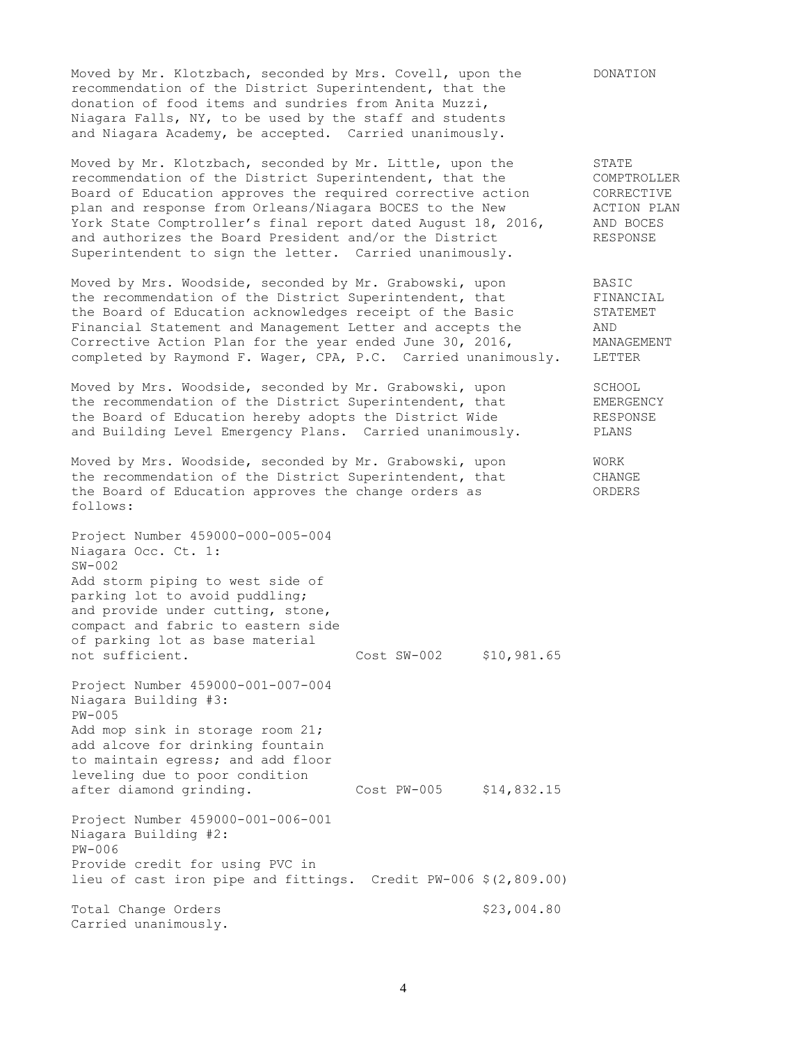Moved by Mr. Klotzbach, seconded by Mrs. Covell, upon the recommendation of the District Superintendent, that the donation of food items and sundries from Anita Muzzi, Niagara Falls, NY, to be used by the staff and students and Niagara Academy, be accepted. Carried unanimously. **DONATION**

Moved by Mr. Klotzbach, seconded by Mr. Little, upon the recommendation of the District Superintendent, that the Board of Education approves the required corrective action plan and response from Orleans/Niagara BOCES to the New York State Comptroller's final report dated August 18, 2016, and authorizes the Board President and/or the District Superintendent to sign the letter. Carried unanimously. **STATE COMPTROLLER CORRECTIVE ACTION PLAN AND BOCES RESPONSE**

Moved by Mrs. Woodside, seconded by Mr. Grabowski, upon the recommendation of the District Superintendent, that the Board of Education acknowledges receipt of the Basic Financial Statement and Management Letter and accepts the Corrective Action Plan for the year ended June 30, 2016, completed by Raymond F. Wager, CPA, P.C. Carried unanimously. **BASIC FINANCIAL STATEMET AND MANAGEMENT LETTER**

Moved by Mrs. Woodside, seconded by Mr. Grabowski, upon the recommendation of the District Superintendent, that the Board of Education hereby adopts the District Wide and Building Level Emergency Plans. Carried unanimously. **SCHOOL EMERGENCY RESPONSE PLANS**

Moved by Mrs. Woodside, seconded by Mr. Grabowski, upon the recommendation of the District Superintendent, that the Board of Education approves the change orders as follows: **WORK CHANGE ORDERS**

Project Number 459000-000-005-004
Niagara Occ. Ct. 1:
SW-002
Add storm piping to west side of parking lot to avoid puddling; and provide under cutting, stone, compact and fabric to eastern side of parking lot as base material not sufficient. Cost SW-002 $10,981.65

Project Number 459000-001-007-004
Niagara Building #3:
PW-005
Add mop sink in storage room 21; add alcove for drinking fountain to maintain egress; and add floor leveling due to poor condition after diamond grinding. Cost PW-005 $14,832.15

Project Number 459000-001-006-001
Niagara Building #2:
PW-006
Provide credit for using PVC in lieu of cast iron pipe and fittings. Credit PW-006 $(2,809.00)

Total Change Orders $23,004.80
Carried unanimously.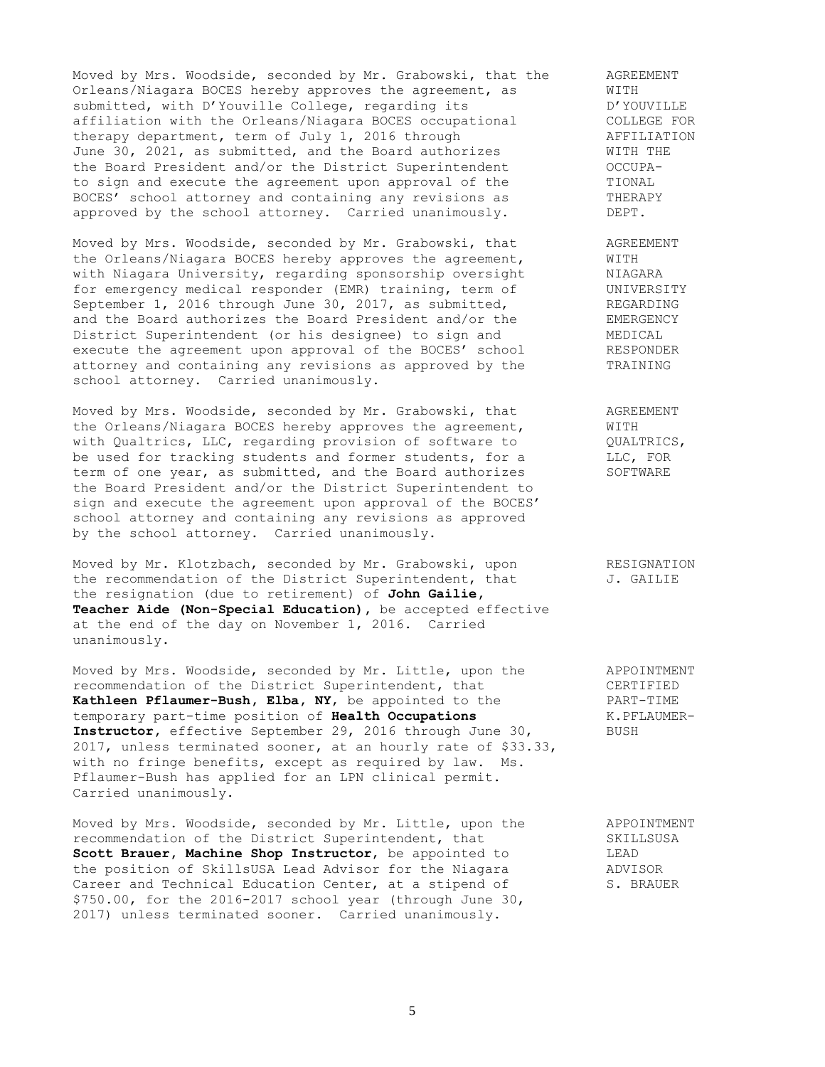Moved by Mrs. Woodside, seconded by Mr. Grabowski, that the Orleans/Niagara BOCES hereby approves the agreement, as submitted, with D'Youville College, regarding its affiliation with the Orleans/Niagara BOCES occupational therapy department, term of July 1, 2016 through June 30, 2021, as submitted, and the Board authorizes the Board President and/or the District Superintendent to sign and execute the agreement upon approval of the BOCES' school attorney and containing any revisions as approved by the school attorney. Carried unanimously.

AGREEMENT WITH D'YOUVILLE COLLEGE FOR AFFILIATION WITH THE OCCUPATIONAL THERAPY DEPT.

Moved by Mrs. Woodside, seconded by Mr. Grabowski, that the Orleans/Niagara BOCES hereby approves the agreement, with Niagara University, regarding sponsorship oversight for emergency medical responder (EMR) training, term of September 1, 2016 through June 30, 2017, as submitted, and the Board authorizes the Board President and/or the District Superintendent (or his designee) to sign and execute the agreement upon approval of the BOCES' school attorney and containing any revisions as approved by the school attorney. Carried unanimously.

AGREEMENT WITH NIAGARA UNIVERSITY REGARDING EMERGENCY MEDICAL RESPONDER TRAINING

Moved by Mrs. Woodside, seconded by Mr. Grabowski, that the Orleans/Niagara BOCES hereby approves the agreement, with Qualtrics, LLC, regarding provision of software to be used for tracking students and former students, for a term of one year, as submitted, and the Board authorizes the Board President and/or the District Superintendent to sign and execute the agreement upon approval of the BOCES' school attorney and containing any revisions as approved by the school attorney. Carried unanimously.

AGREEMENT WITH QUALTRICS, LLC, FOR SOFTWARE

Moved by Mr. Klotzbach, seconded by Mr. Grabowski, upon the recommendation of the District Superintendent, that the resignation (due to retirement) of **John Gailie, Teacher Aide (Non-Special Education)**, be accepted effective at the end of the day on November 1, 2016. Carried unanimously.

RESIGNATION J. GAILIE

Moved by Mrs. Woodside, seconded by Mr. Little, upon the recommendation of the District Superintendent, that **Kathleen Pflaumer-Bush, Elba, NY**, be appointed to the temporary part-time position of **Health Occupations Instructor**, effective September 29, 2016 through June 30, 2017, unless terminated sooner, at an hourly rate of $33.33, with no fringe benefits, except as required by law. Ms. Pflaumer-Bush has applied for an LPN clinical permit. Carried unanimously.

APPOINTMENT CERTIFIED PART-TIME K.PFLAUMER-BUSH

Moved by Mrs. Woodside, seconded by Mr. Little, upon the recommendation of the District Superintendent, that **Scott Brauer, Machine Shop Instructor**, be appointed to the position of SkillsUSA Lead Advisor for the Niagara Career and Technical Education Center, at a stipend of $750.00, for the 2016-2017 school year (through June 30, 2017) unless terminated sooner. Carried unanimously.

APPOINTMENT SKILLSUSA LEAD ADVISOR S. BRAUER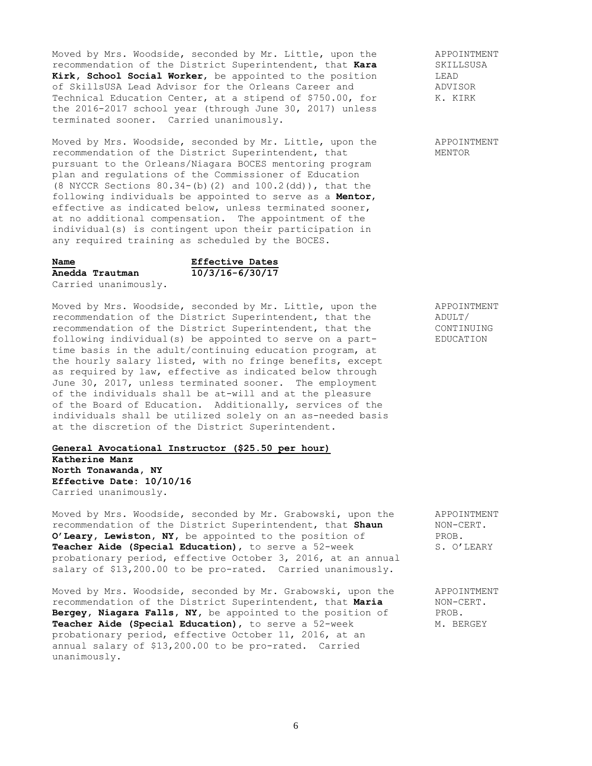Moved by Mrs. Woodside, seconded by Mr. Little, upon the recommendation of the District Superintendent, that **Kara Kirk, School Social Worker**, be appointed to the position of SkillsUSA Lead Advisor for the Orleans Career and Technical Education Center, at a stipend of $750.00, for the 2016-2017 school year (through June 30, 2017) unless terminated sooner. Carried unanimously.

APPOINTMENT SKILLSUSA LEAD ADVISOR K. KIRK

Moved by Mrs. Woodside, seconded by Mr. Little, upon the recommendation of the District Superintendent, that pursuant to the Orleans/Niagara BOCES mentoring program plan and regulations of the Commissioner of Education (8 NYCCR Sections 80.34-(b)(2) and 100.2(dd)), that the following individuals be appointed to serve as a **Mentor**, effective as indicated below, unless terminated sooner, at no additional compensation. The appointment of the individual(s) is contingent upon their participation in any required training as scheduled by the BOCES.

APPOINTMENT MENTOR

| Name | Effective Dates |
|---|---|
| **Anedda Trautman** | **10/3/16-6/30/17** |

Carried unanimously.

Moved by Mrs. Woodside, seconded by Mr. Little, upon the recommendation of the District Superintendent, that the recommendation of the District Superintendent, that the following individual(s) be appointed to serve on a part-time basis in the adult/continuing education program, at the hourly salary listed, with no fringe benefits, except as required by law, effective as indicated below through June 30, 2017, unless terminated sooner. The employment of the individuals shall be at-will and at the pleasure of the Board of Education. Additionally, services of the individuals shall be utilized solely on an as-needed basis at the discretion of the District Superintendent.

APPOINTMENT ADULT/ CONTINUING EDUCATION

**General Avocational Instructor ($25.50 per hour)**
**Katherine Manz**
**North Tonawanda, NY**
**Effective Date: 10/10/16**
Carried unanimously.

Moved by Mrs. Woodside, seconded by Mr. Grabowski, upon the recommendation of the District Superintendent, that **Shaun O'Leary, Lewiston, NY**, be appointed to the position of **Teacher Aide (Special Education)**, to serve a 52-week probationary period, effective October 3, 2016, at an annual salary of $13,200.00 to be pro-rated. Carried unanimously.

APPOINTMENT NON-CERT. PROB. S. O'LEARY

Moved by Mrs. Woodside, seconded by Mr. Grabowski, upon the recommendation of the District Superintendent, that **Maria Bergey, Niagara Falls, NY**, be appointed to the position of **Teacher Aide (Special Education)**, to serve a 52-week probationary period, effective October 11, 2016, at an annual salary of $13,200.00 to be pro-rated. Carried unanimously.

APPOINTMENT NON-CERT. PROB. M. BERGEY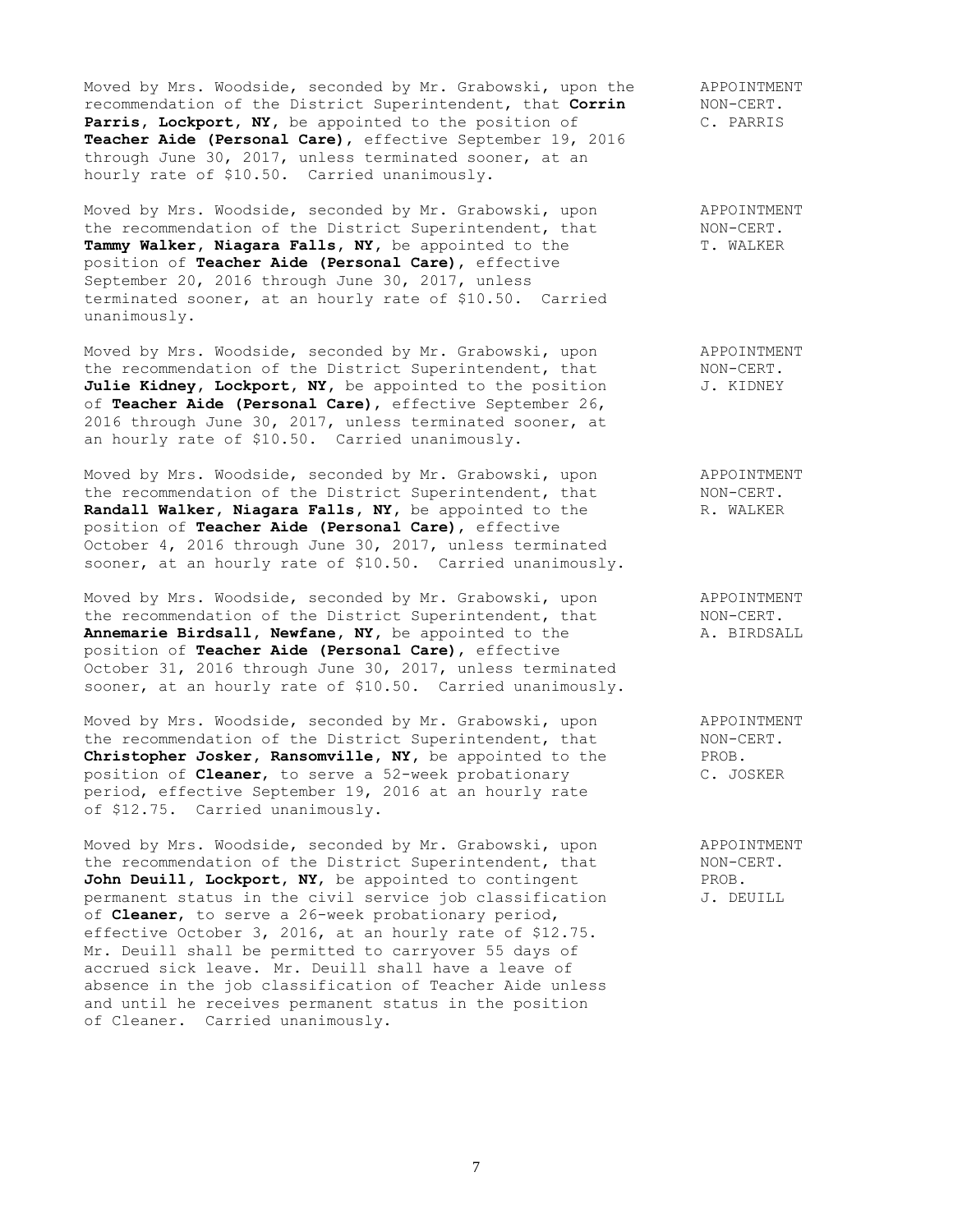Moved by Mrs. Woodside, seconded by Mr. Grabowski, upon the recommendation of the District Superintendent, that **Corrin Parris, Lockport, NY,** be appointed to the position of **Teacher Aide (Personal Care)**, effective September 19, 2016 through June 30, 2017, unless terminated sooner, at an hourly rate of $10.50. Carried unanimously.

APPOINTMENT
NON-CERT.
C. PARRIS

Moved by Mrs. Woodside, seconded by Mr. Grabowski, upon the recommendation of the District Superintendent, that **Tammy Walker, Niagara Falls, NY,** be appointed to the position of **Teacher Aide (Personal Care)**, effective September 20, 2016 through June 30, 2017, unless terminated sooner, at an hourly rate of $10.50. Carried unanimously.

APPOINTMENT
NON-CERT.
T. WALKER

Moved by Mrs. Woodside, seconded by Mr. Grabowski, upon the recommendation of the District Superintendent, that **Julie Kidney, Lockport, NY,** be appointed to the position of **Teacher Aide (Personal Care)**, effective September 26, 2016 through June 30, 2017, unless terminated sooner, at an hourly rate of $10.50. Carried unanimously.

APPOINTMENT
NON-CERT.
J. KIDNEY

Moved by Mrs. Woodside, seconded by Mr. Grabowski, upon the recommendation of the District Superintendent, that **Randall Walker, Niagara Falls, NY,** be appointed to the position of **Teacher Aide (Personal Care)**, effective October 4, 2016 through June 30, 2017, unless terminated sooner, at an hourly rate of $10.50. Carried unanimously.

APPOINTMENT
NON-CERT.
R. WALKER

Moved by Mrs. Woodside, seconded by Mr. Grabowski, upon the recommendation of the District Superintendent, that **Annemarie Birdsall, Newfane, NY,** be appointed to the position of **Teacher Aide (Personal Care)**, effective October 31, 2016 through June 30, 2017, unless terminated sooner, at an hourly rate of $10.50. Carried unanimously.

APPOINTMENT
NON-CERT.
A. BIRDSALL

Moved by Mrs. Woodside, seconded by Mr. Grabowski, upon the recommendation of the District Superintendent, that **Christopher Josker, Ransomville, NY,** be appointed to the position of **Cleaner**, to serve a 52-week probationary period, effective September 19, 2016 at an hourly rate of $12.75. Carried unanimously.

APPOINTMENT
NON-CERT.
PROB.
C. JOSKER

Moved by Mrs. Woodside, seconded by Mr. Grabowski, upon the recommendation of the District Superintendent, that **John Deuill, Lockport, NY,** be appointed to contingent permanent status in the civil service job classification of **Cleaner**, to serve a 26-week probationary period, effective October 3, 2016, at an hourly rate of $12.75. Mr. Deuill shall be permitted to carryover 55 days of accrued sick leave. Mr. Deuill shall have a leave of absence in the job classification of Teacher Aide unless and until he receives permanent status in the position of Cleaner. Carried unanimously.

APPOINTMENT
NON-CERT.
PROB.
J. DEUILL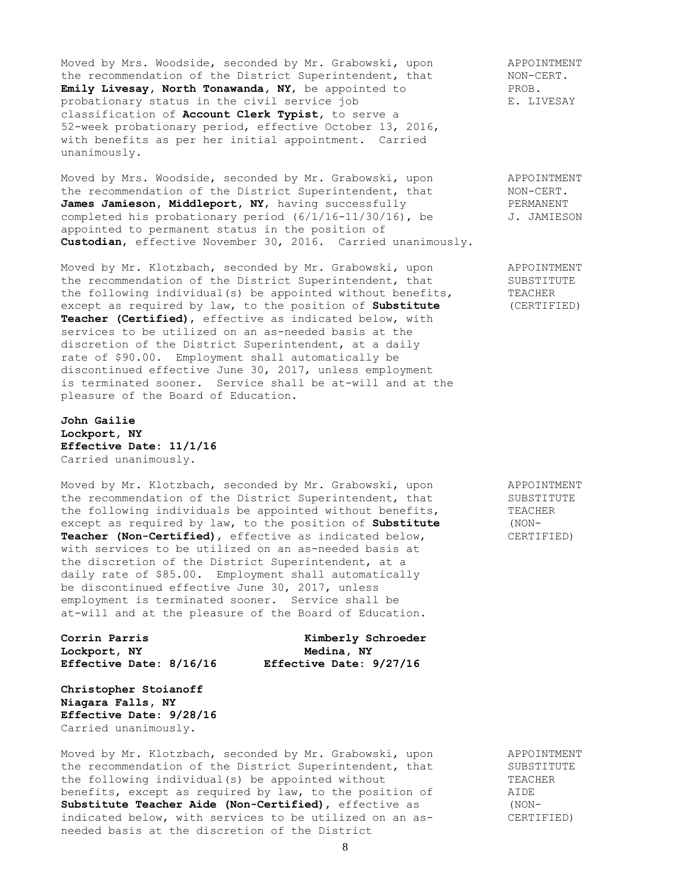Moved by Mrs. Woodside, seconded by Mr. Grabowski, upon the recommendation of the District Superintendent, that **Emily Livesay, North Tonawanda, NY**, be appointed to probationary status in the civil service job classification of **Account Clerk Typist**, to serve a 52-week probationary period, effective October 13, 2016, with benefits as per her initial appointment. Carried unanimously.

APPOINTMENT NON-CERT. PROB. E. LIVESAY

Moved by Mrs. Woodside, seconded by Mr. Grabowski, upon the recommendation of the District Superintendent, that **James Jamieson, Middleport, NY**, having successfully completed his probationary period (6/1/16-11/30/16), be appointed to permanent status in the position of **Custodian**, effective November 30, 2016. Carried unanimously.

APPOINTMENT NON-CERT. PERMANENT J. JAMIESON

Moved by Mr. Klotzbach, seconded by Mr. Grabowski, upon the recommendation of the District Superintendent, that the following individual(s) be appointed without benefits, except as required by law, to the position of **Substitute Teacher (Certified)**, effective as indicated below, with services to be utilized on an as-needed basis at the discretion of the District Superintendent, at a daily rate of $90.00. Employment shall automatically be discontinued effective June 30, 2017, unless employment is terminated sooner. Service shall be at-will and at the pleasure of the Board of Education.

APPOINTMENT SUBSTITUTE TEACHER (CERTIFIED)

**John Gailie**
**Lockport, NY**
**Effective Date: 11/1/16**
Carried unanimously.

Moved by Mr. Klotzbach, seconded by Mr. Grabowski, upon the recommendation of the District Superintendent, that the following individuals be appointed without benefits, except as required by law, to the position of **Substitute Teacher (Non-Certified)**, effective as indicated below, with services to be utilized on an as-needed basis at the discretion of the District Superintendent, at a daily rate of $85.00. Employment shall automatically be discontinued effective June 30, 2017, unless employment is terminated sooner. Service shall be at-will and at the pleasure of the Board of Education.

APPOINTMENT SUBSTITUTE TEACHER (NON-CERTIFIED)

**Corrin Parris**
**Lockport, NY**
**Effective Date: 8/16/16**

**Kimberly Schroeder**
**Medina, NY**
**Effective Date: 9/27/16**

**Christopher Stoianoff**
**Niagara Falls, NY**
**Effective Date: 9/28/16**
Carried unanimously.

Moved by Mr. Klotzbach, seconded by Mr. Grabowski, upon the recommendation of the District Superintendent, that the following individual(s) be appointed without benefits, except as required by law, to the position of **Substitute Teacher Aide (Non-Certified)**, effective as indicated below, with services to be utilized on an as-needed basis at the discretion of the District

APPOINTMENT SUBSTITUTE TEACHER AIDE (NON-CERTIFIED)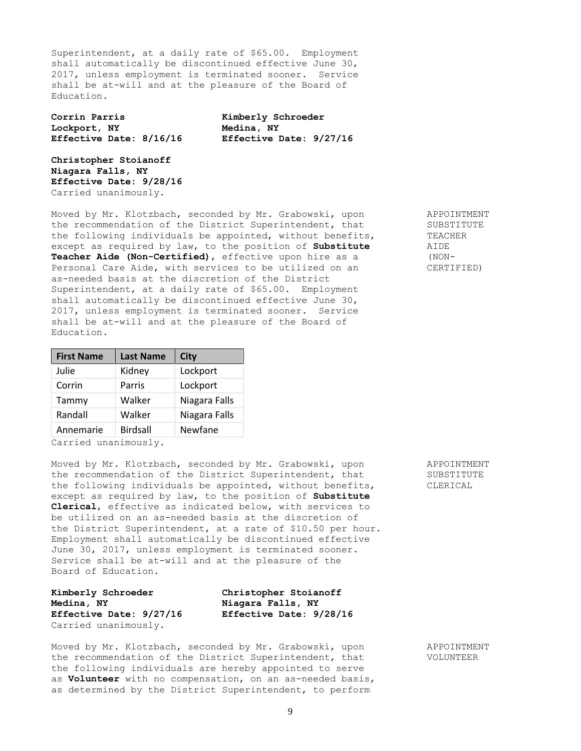Superintendent, at a daily rate of $65.00. Employment shall automatically be discontinued effective June 30, 2017, unless employment is terminated sooner. Service shall be at-will and at the pleasure of the Board of Education.

**Corrin Parris**
**Lockport, NY**
**Effective Date: 8/16/16**

**Kimberly Schroeder**
**Medina, NY**
**Effective Date: 9/27/16**

**Christopher Stoianoff**
**Niagara Falls, NY**
**Effective Date: 9/28/16**
Carried unanimously.

APPOINTMENT SUBSTITUTE TEACHER AIDE (NON-CERTIFIED)

Moved by Mr. Klotzbach, seconded by Mr. Grabowski, upon the recommendation of the District Superintendent, that the following individuals be appointed, without benefits, except as required by law, to the position of **Substitute Teacher Aide (Non-Certified)**, effective upon hire as a Personal Care Aide, with services to be utilized on an as-needed basis at the discretion of the District Superintendent, at a daily rate of $65.00. Employment shall automatically be discontinued effective June 30, 2017, unless employment is terminated sooner. Service shall be at-will and at the pleasure of the Board of Education.

| First Name | Last Name | City |
|---|---|---|
| Julie | Kidney | Lockport |
| Corrin | Parris | Lockport |
| Tammy | Walker | Niagara Falls |
| Randall | Walker | Niagara Falls |
| Annemarie | Birdsall | Newfane |

Carried unanimously.

APPOINTMENT SUBSTITUTE CLERICAL

Moved by Mr. Klotzbach, seconded by Mr. Grabowski, upon the recommendation of the District Superintendent, that the following individuals be appointed, without benefits, except as required by law, to the position of **Substitute Clerical**, effective as indicated below, with services to be utilized on an as-needed basis at the discretion of the District Superintendent, at a rate of $10.50 per hour. Employment shall automatically be discontinued effective June 30, 2017, unless employment is terminated sooner. Service shall be at-will and at the pleasure of the Board of Education.

**Kimberly Schroeder**
**Medina, NY**
**Effective Date: 9/27/16**

**Christopher Stoianoff**
**Niagara Falls, NY**
**Effective Date: 9/28/16**
Carried unanimously.

APPOINTMENT VOLUNTEER

Moved by Mr. Klotzbach, seconded by Mr. Grabowski, upon the recommendation of the District Superintendent, that the following individuals are hereby appointed to serve as **Volunteer** with no compensation, on an as-needed basis, as determined by the District Superintendent, to perform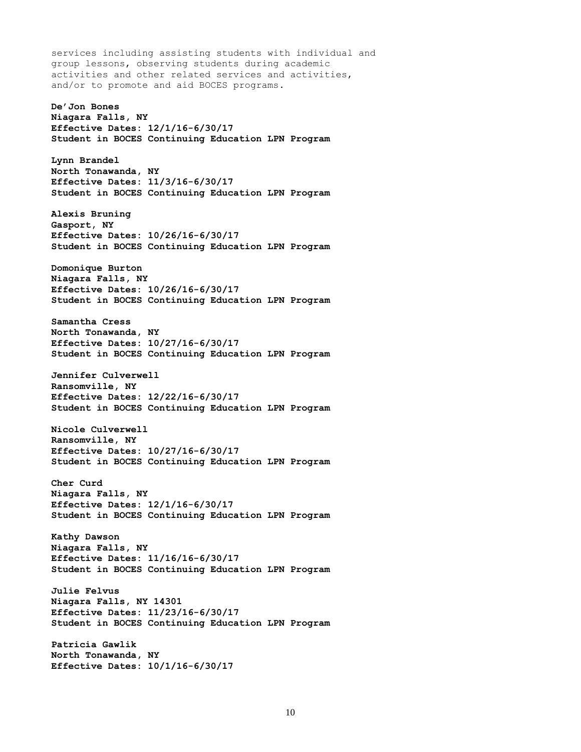services including assisting students with individual and group lessons, observing students during academic activities and other related services and activities, and/or to promote and aid BOCES programs.

**De'Jon Bones**
**Niagara Falls, NY**
**Effective Dates: 12/1/16-6/30/17**
**Student in BOCES Continuing Education LPN Program**

**Lynn Brandel**
**North Tonawanda, NY**
**Effective Dates: 11/3/16-6/30/17**
**Student in BOCES Continuing Education LPN Program**

**Alexis Bruning**
**Gasport, NY**
**Effective Dates: 10/26/16-6/30/17**
**Student in BOCES Continuing Education LPN Program**

**Domonique Burton**
**Niagara Falls, NY**
**Effective Dates: 10/26/16-6/30/17**
**Student in BOCES Continuing Education LPN Program**

**Samantha Cress**
**North Tonawanda, NY**
**Effective Dates: 10/27/16-6/30/17**
**Student in BOCES Continuing Education LPN Program**

**Jennifer Culverwell**
**Ransomville, NY**
**Effective Dates: 12/22/16-6/30/17**
**Student in BOCES Continuing Education LPN Program**

**Nicole Culverwell**
**Ransomville, NY**
**Effective Dates: 10/27/16-6/30/17**
**Student in BOCES Continuing Education LPN Program**

**Cher Curd**
**Niagara Falls, NY**
**Effective Dates: 12/1/16-6/30/17**
**Student in BOCES Continuing Education LPN Program**

**Kathy Dawson**
**Niagara Falls, NY**
**Effective Dates: 11/16/16-6/30/17**
**Student in BOCES Continuing Education LPN Program**

**Julie Felvus**
**Niagara Falls, NY 14301**
**Effective Dates: 11/23/16-6/30/17**
**Student in BOCES Continuing Education LPN Program**

**Patricia Gawlik**
**North Tonawanda, NY**
**Effective Dates: 10/1/16-6/30/17**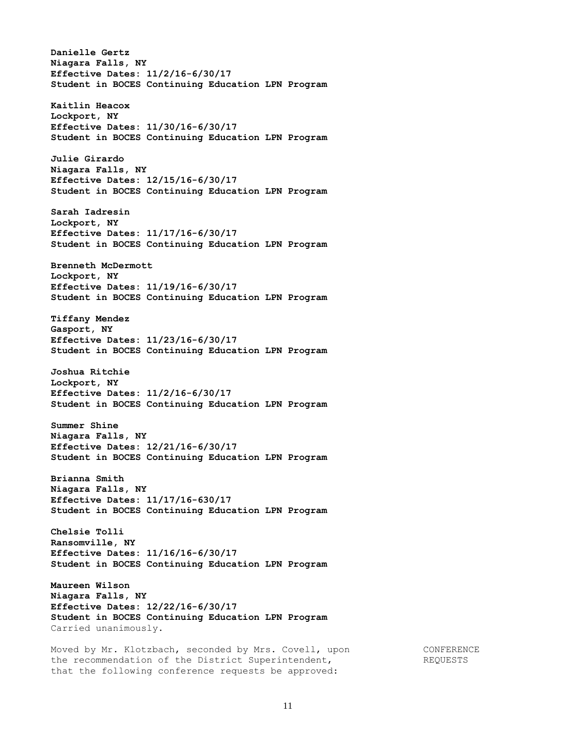**Danielle Gertz**
**Niagara Falls, NY**
**Effective Dates: 11/2/16-6/30/17**
**Student in BOCES Continuing Education LPN Program**

**Kaitlin Heacox**
**Lockport, NY**
**Effective Dates: 11/30/16-6/30/17**
**Student in BOCES Continuing Education LPN Program**

**Julie Girardo**
**Niagara Falls, NY**
**Effective Dates: 12/15/16-6/30/17**
**Student in BOCES Continuing Education LPN Program**

**Sarah Iadresin**
**Lockport, NY**
**Effective Dates: 11/17/16-6/30/17**
**Student in BOCES Continuing Education LPN Program**

**Brenneth McDermott**
**Lockport, NY**
**Effective Dates: 11/19/16-6/30/17**
**Student in BOCES Continuing Education LPN Program**

**Tiffany Mendez**
**Gasport, NY**
**Effective Dates: 11/23/16-6/30/17**
**Student in BOCES Continuing Education LPN Program**

**Joshua Ritchie**
**Lockport, NY**
**Effective Dates: 11/2/16-6/30/17**
**Student in BOCES Continuing Education LPN Program**

**Summer Shine**
**Niagara Falls, NY**
**Effective Dates: 12/21/16-6/30/17**
**Student in BOCES Continuing Education LPN Program**

**Brianna Smith**
**Niagara Falls, NY**
**Effective Dates: 11/17/16-630/17**
**Student in BOCES Continuing Education LPN Program**

**Chelsie Tolli**
**Ransomville, NY**
**Effective Dates: 11/16/16-6/30/17**
**Student in BOCES Continuing Education LPN Program**

**Maureen Wilson**
**Niagara Falls, NY**
**Effective Dates: 12/22/16-6/30/17**
**Student in BOCES Continuing Education LPN Program**
Carried unanimously.

CONFERENCE REQUESTS

Moved by Mr. Klotzbach, seconded by Mrs. Covell, upon the recommendation of the District Superintendent, that the following conference requests be approved: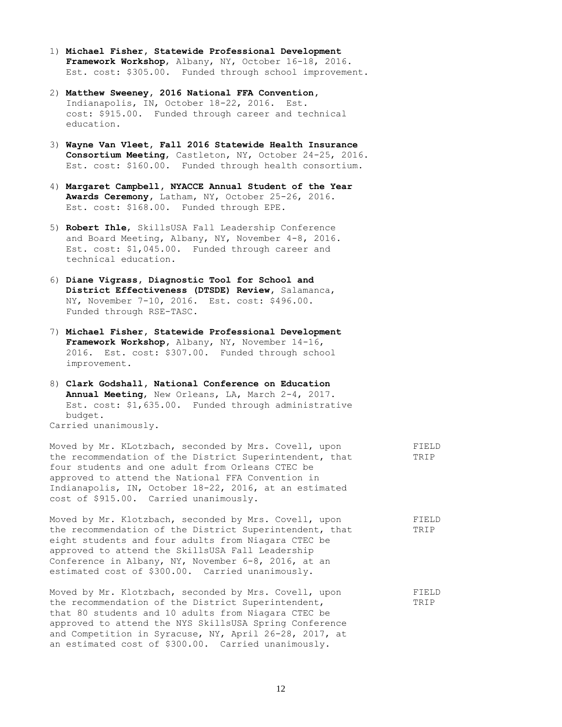1) **Michael Fisher, Statewide Professional Development Framework Workshop**, Albany, NY, October 16-18, 2016. Est. cost: $305.00. Funded through school improvement.

2) **Matthew Sweeney, 2016 National FFA Convention**, Indianapolis, IN, October 18-22, 2016. Est. cost: $915.00. Funded through career and technical education.

3) **Wayne Van Vleet, Fall 2016 Statewide Health Insurance Consortium Meeting**, Castleton, NY, October 24-25, 2016. Est. cost: $160.00. Funded through health consortium.

4) **Margaret Campbell, NYACCE Annual Student of the Year Awards Ceremony**, Latham, NY, October 25-26, 2016. Est. cost: $168.00. Funded through EPE.

5) **Robert Ihle**, SkillsUSA Fall Leadership Conference and Board Meeting, Albany, NY, November 4-8, 2016. Est. cost: $1,045.00. Funded through career and technical education.

6) **Diane Vigrass, Diagnostic Tool for School and District Effectiveness (DTSDE) Review**, Salamanca, NY, November 7-10, 2016. Est. cost: $496.00. Funded through RSE-TASC.

7) **Michael Fisher, Statewide Professional Development Framework Workshop**, Albany, NY, November 14-16, 2016. Est. cost: $307.00. Funded through school improvement.

8) **Clark Godshall, National Conference on Education Annual Meeting**, New Orleans, LA, March 2-4, 2017. Est. cost: $1,635.00. Funded through administrative budget.

Carried unanimously.

FIELD TRIP

Moved by Mr. KLotzbach, seconded by Mrs. Covell, upon the recommendation of the District Superintendent, that four students and one adult from Orleans CTEC be approved to attend the National FFA Convention in Indianapolis, IN, October 18-22, 2016, at an estimated cost of $915.00. Carried unanimously.

FIELD TRIP

Moved by Mr. Klotzbach, seconded by Mrs. Covell, upon the recommendation of the District Superintendent, that eight students and four adults from Niagara CTEC be approved to attend the SkillsUSA Fall Leadership Conference in Albany, NY, November 6-8, 2016, at an estimated cost of $300.00. Carried unanimously.

FIELD TRIP

Moved by Mr. Klotzbach, seconded by Mrs. Covell, upon the recommendation of the District Superintendent, that 80 students and 10 adults from Niagara CTEC be approved to attend the NYS SkillsUSA Spring Conference and Competition in Syracuse, NY, April 26-28, 2017, at an estimated cost of $300.00. Carried unanimously.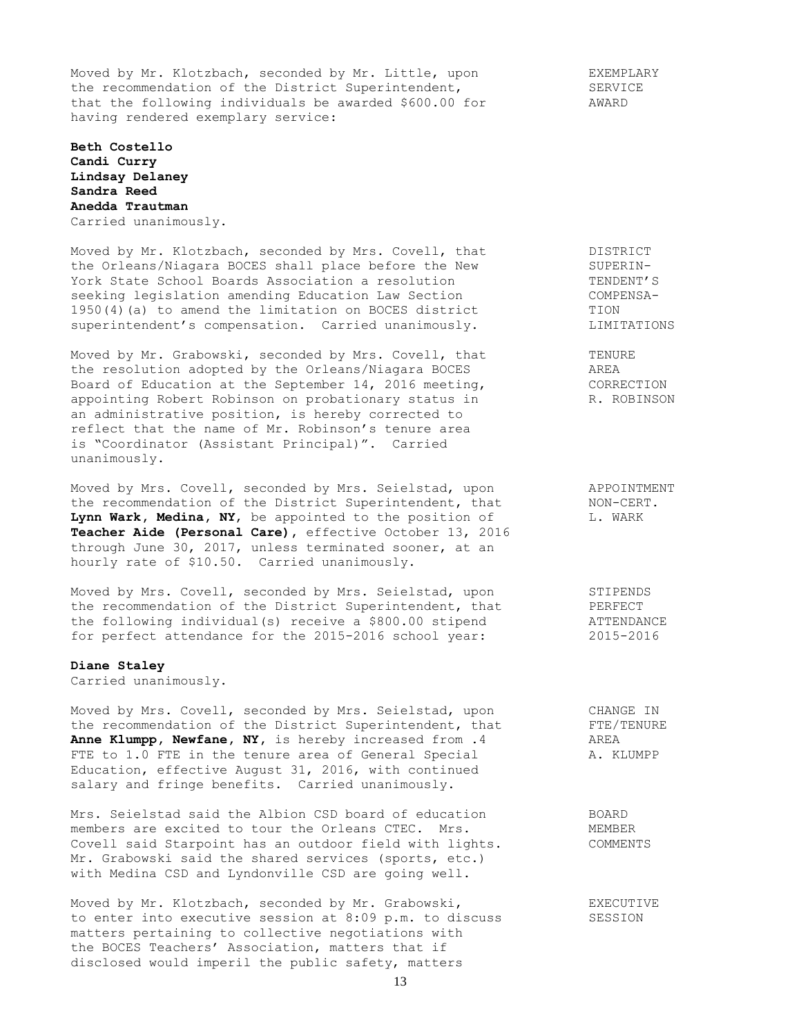Moved by Mr. Klotzbach, seconded by Mr. Little, upon the recommendation of the District Superintendent, that the following individuals be awarded $600.00 for having rendered exemplary service:

EXEMPLARY SERVICE AWARD

**Beth Costello**
**Candi Curry**
**Lindsay Delaney**
**Sandra Reed**
**Anedda Trautman**
Carried unanimously.

Moved by Mr. Klotzbach, seconded by Mrs. Covell, that the Orleans/Niagara BOCES shall place before the New York State School Boards Association a resolution seeking legislation amending Education Law Section 1950(4)(a) to amend the limitation on BOCES district superintendent's compensation. Carried unanimously.

DISTRICT SUPERINTENDENT'S COMPENSATION LIMITATIONS

Moved by Mr. Grabowski, seconded by Mrs. Covell, that the resolution adopted by the Orleans/Niagara BOCES Board of Education at the September 14, 2016 meeting, appointing Robert Robinson on probationary status in an administrative position, is hereby corrected to reflect that the name of Mr. Robinson's tenure area is "Coordinator (Assistant Principal)". Carried unanimously.

TENURE AREA CORRECTION R. ROBINSON

Moved by Mrs. Covell, seconded by Mrs. Seielstad, upon the recommendation of the District Superintendent, that **Lynn Wark, Medina, NY**, be appointed to the position of **Teacher Aide (Personal Care)**, effective October 13, 2016 through June 30, 2017, unless terminated sooner, at an hourly rate of $10.50. Carried unanimously.

APPOINTMENT NON-CERT. L. WARK

Moved by Mrs. Covell, seconded by Mrs. Seielstad, upon the recommendation of the District Superintendent, that the following individual(s) receive a $800.00 stipend for perfect attendance for the 2015-2016 school year:

STIPENDS PERFECT ATTENDANCE 2015-2016

**Diane Staley**
Carried unanimously.

Moved by Mrs. Covell, seconded by Mrs. Seielstad, upon the recommendation of the District Superintendent, that **Anne Klumpp, Newfane, NY**, is hereby increased from .4 FTE to 1.0 FTE in the tenure area of General Special Education, effective August 31, 2016, with continued salary and fringe benefits. Carried unanimously.

CHANGE IN FTE/TENURE AREA A. KLUMPP

Mrs. Seielstad said the Albion CSD board of education members are excited to tour the Orleans CTEC. Mrs. Covell said Starpoint has an outdoor field with lights. Mr. Grabowski said the shared services (sports, etc.) with Medina CSD and Lyndonville CSD are going well.

BOARD MEMBER COMMENTS

Moved by Mr. Klotzbach, seconded by Mr. Grabowski, to enter into executive session at 8:09 p.m. to discuss matters pertaining to collective negotiations with the BOCES Teachers' Association, matters that if disclosed would imperil the public safety, matters

EXECUTIVE SESSION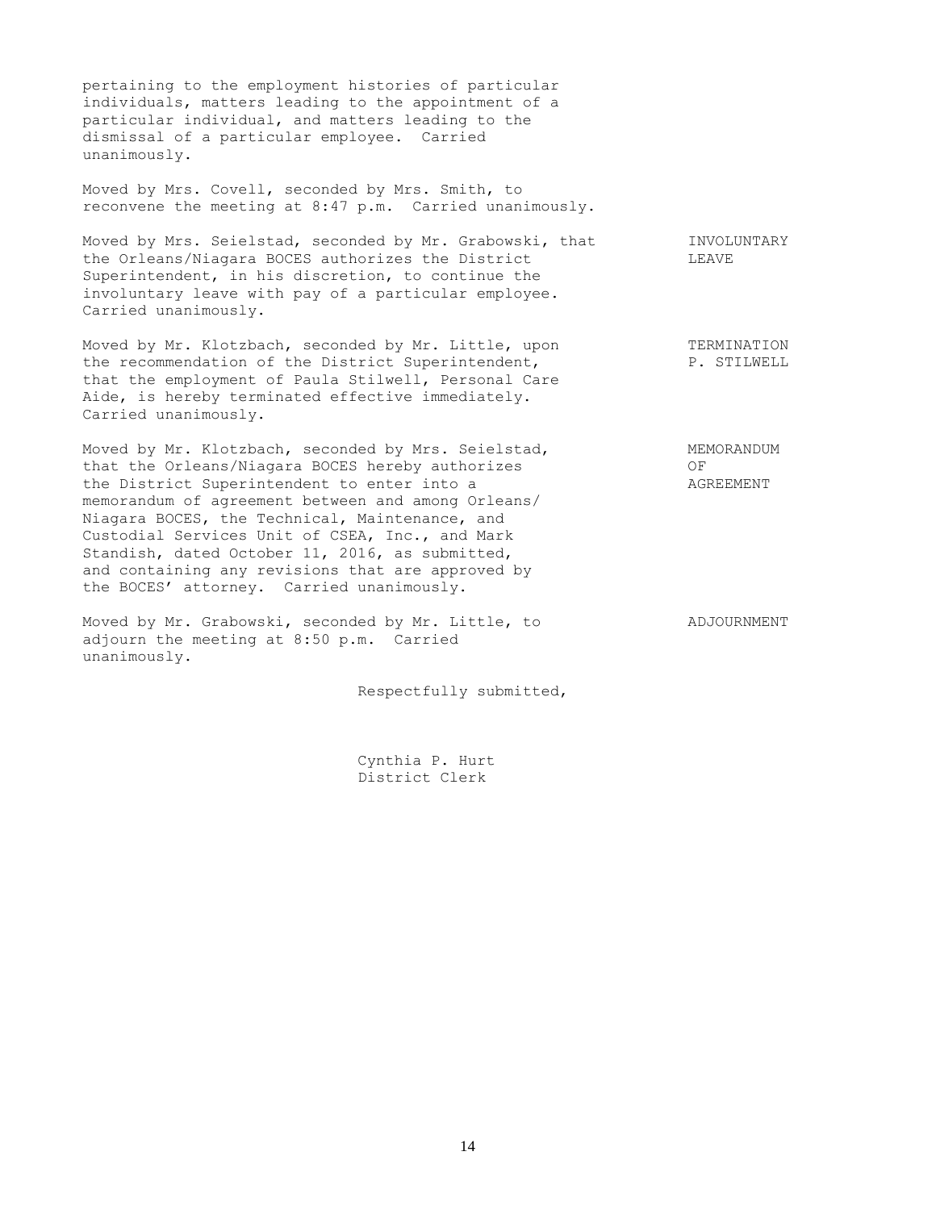pertaining to the employment histories of particular individuals, matters leading to the appointment of a particular individual, and matters leading to the dismissal of a particular employee. Carried unanimously.

Moved by Mrs. Covell, seconded by Mrs. Smith, to reconvene the meeting at 8:47 p.m. Carried unanimously.

INVOLUNTARY LEAVE

Moved by Mrs. Seielstad, seconded by Mr. Grabowski, that the Orleans/Niagara BOCES authorizes the District Superintendent, in his discretion, to continue the involuntary leave with pay of a particular employee. Carried unanimously.

TERMINATION P. STILWELL

Moved by Mr. Klotzbach, seconded by Mr. Little, upon the recommendation of the District Superintendent, that the employment of Paula Stilwell, Personal Care Aide, is hereby terminated effective immediately. Carried unanimously.

MEMORANDUM OF AGREEMENT

Moved by Mr. Klotzbach, seconded by Mrs. Seielstad, that the Orleans/Niagara BOCES hereby authorizes the District Superintendent to enter into a memorandum of agreement between and among Orleans/ Niagara BOCES, the Technical, Maintenance, and Custodial Services Unit of CSEA, Inc., and Mark Standish, dated October 11, 2016, as submitted, and containing any revisions that are approved by the BOCES' attorney. Carried unanimously.

ADJOURNMENT

Moved by Mr. Grabowski, seconded by Mr. Little, to adjourn the meeting at 8:50 p.m. Carried unanimously.

Respectfully submitted,

Cynthia P. Hurt
District Clerk